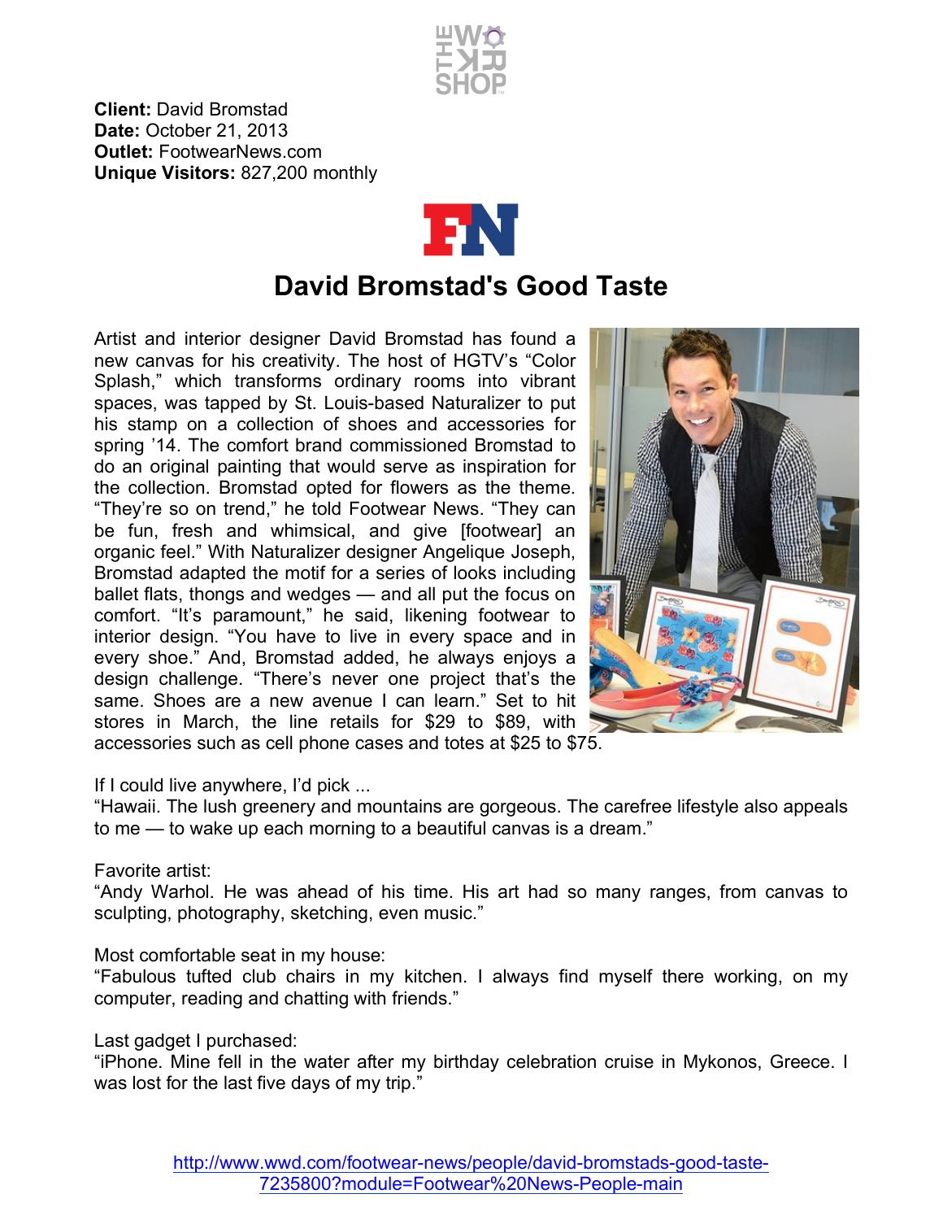**Client:** David Bromstad
**Date:** October 21, 2013
**Outlet:** FootwearNews.com
**Unique Visitors:** 827,200 monthly

# David Bromstad's Good Taste

Artist and interior designer David Bromstad has found a new canvas for his creativity. The host of HGTV's "Color Splash," which transforms ordinary rooms into vibrant spaces, was tapped by St. Louis-based Naturalizer to put his stamp on a collection of shoes and accessories for spring '14. The comfort brand commissioned Bromstad to do an original painting that would serve as inspiration for the collection. Bromstad opted for flowers as the theme. "They're so on trend," he told Footwear News. "They can be fun, fresh and whimsical, and give [footwear] an organic feel." With Naturalizer designer Angelique Joseph, Bromstad adapted the motif for a series of looks including ballet flats, thongs and wedges — and all put the focus on comfort. "It's paramount," he said, likening footwear to interior design. "You have to live in every space and in every shoe." And, Bromstad added, he always enjoys a design challenge. "There's never one project that's the same. Shoes are a new avenue I can learn." Set to hit stores in March, the line retails for $29 to $89, with accessories such as cell phone cases and totes at $25 to $75.

If I could live anywhere, I'd pick ...
"Hawaii. The lush greenery and mountains are gorgeous. The carefree lifestyle also appeals to me — to wake up each morning to a beautiful canvas is a dream."

Favorite artist:
"Andy Warhol. He was ahead of his time. His art had so many ranges, from canvas to sculpting, photography, sketching, even music."

Most comfortable seat in my house:
"Fabulous tufted club chairs in my kitchen. I always find myself there working, on my computer, reading and chatting with friends."

Last gadget I purchased:
"iPhone. Mine fell in the water after my birthday celebration cruise in Mykonos, Greece. I was lost for the last five days of my trip."

http://www.wwd.com/footwear-news/people/david-bromstads-good-taste-7235800?module=Footwear%20News-People-main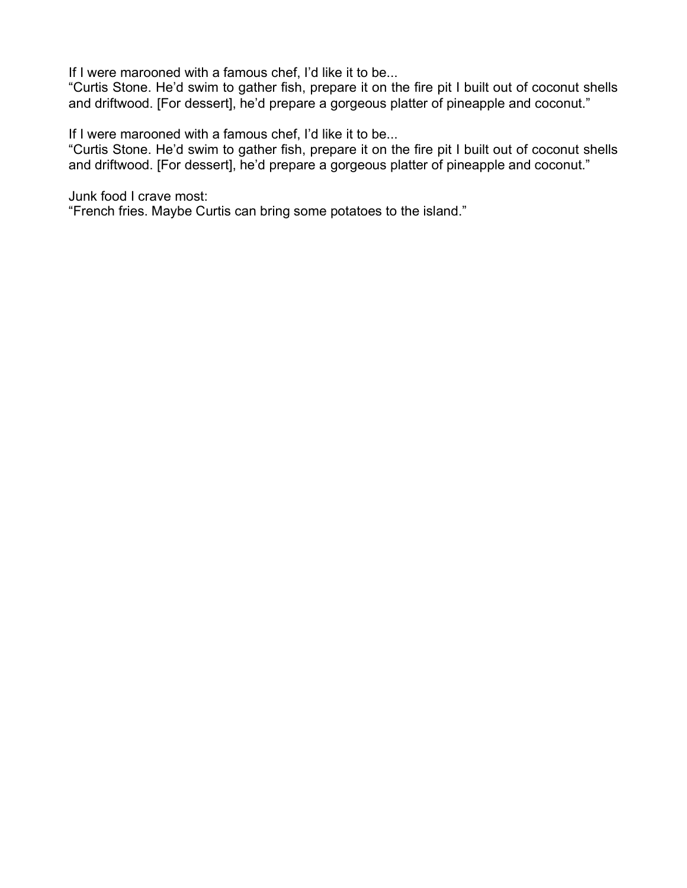If I were marooned with a famous chef, I'd like it to be...
"Curtis Stone. He'd swim to gather fish, prepare it on the fire pit I built out of coconut shells and driftwood. [For dessert], he'd prepare a gorgeous platter of pineapple and coconut."

If I were marooned with a famous chef, I'd like it to be...
"Curtis Stone. He'd swim to gather fish, prepare it on the fire pit I built out of coconut shells and driftwood. [For dessert], he'd prepare a gorgeous platter of pineapple and coconut."

Junk food I crave most:
"French fries. Maybe Curtis can bring some potatoes to the island."